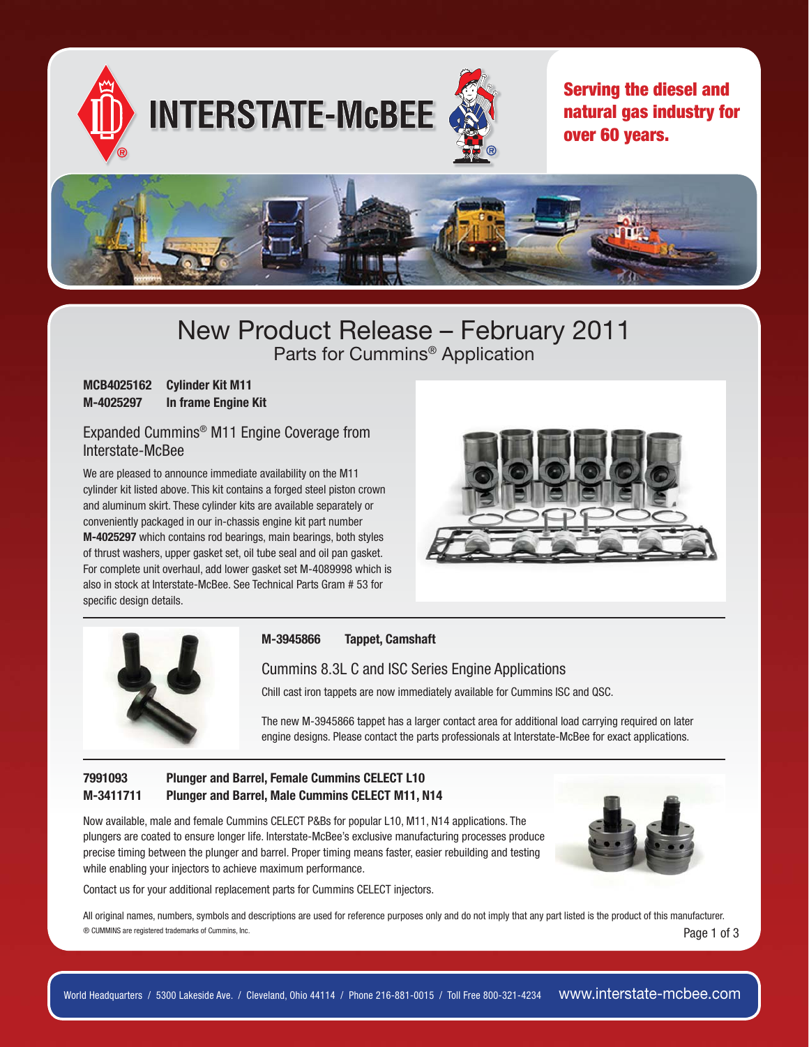INTERSTATE-McBEE

**Serving the diesel and natural gas industry for over 60 years.**

# New Product Release – February 2011

## Parts for Cummins® Application

**MCB4025162 Cylinder Kit M11**
**M-4025297 In frame Engine Kit**

### Expanded Cummins® M11 Engine Coverage from Interstate-McBee

We are pleased to announce immediate availability on the M11 cylinder kit listed above. This kit contains a forged steel piston crown and aluminum skirt. These cylinder kits are available separately or conveniently packaged in our in-chassis engine kit part number **M-4025297** which contains rod bearings, main bearings, both styles of thrust washers, upper gasket set, oil tube seal and oil pan gasket. For complete unit overhaul, add lower gasket set M-4089998 which is also in stock at Interstate-McBee. See Technical Parts Gram # 53 for specific design details.

---

**M-3945866 Tappet, Camshaft**

### Cummins 8.3L C and ISC Series Engine Applications

Chill cast iron tappets are now immediately available for Cummins ISC and QSC.

The new M-3945866 tappet has a larger contact area for additional load carrying required on later engine designs. Please contact the parts professionals at Interstate-McBee for exact applications.

---

**7991093 Plunger and Barrel, Female Cummins CELECT L10**
**M-3411711 Plunger and Barrel, Male Cummins CELECT M11, N14**

Now available, male and female Cummins CELECT P&Bs for popular L10, M11, N14 applications. The plungers are coated to ensure longer life. Interstate-McBee's exclusive manufacturing processes produce precise timing between the plunger and barrel. Proper timing means faster, easier rebuilding and testing while enabling your injectors to achieve maximum performance.

Contact us for your additional replacement parts for Cummins CELECT injectors.

All original names, numbers, symbols and descriptions are used for reference purposes only and do not imply that any part listed is the product of this manufacturer.
® CUMMINS are registered trademarks of Cummins, Inc.

World Headquarters / 5300 Lakeside Ave. / Cleveland, Ohio 44114 / Phone 216-881-0015 / Toll Free 800-321-4234 www.interstate-mcbee.com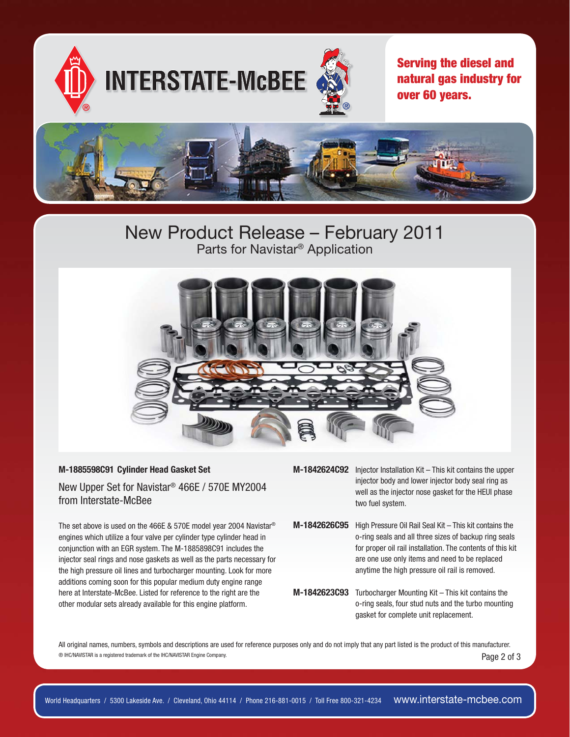INTERSTATE-McBEE

**Serving the diesel and natural gas industry for over 60 years.**

# New Product Release – February 2011

## Parts for Navistar® Application

**M-1885598C91 Cylinder Head Gasket Set**

New Upper Set for Navistar® 466E / 570E MY2004 from Interstate-McBee

The set above is used on the 466E & 570E model year 2004 Navistar® engines which utilize a four valve per cylinder type cylinder head in conjunction with an EGR system. The M-1885898C91 includes the injector seal rings and nose gaskets as well as the parts necessary for the high pressure oil lines and turbocharger mounting. Look for more additions coming soon for this popular medium duty engine range here at Interstate-McBee. Listed for reference to the right are the other modular sets already available for this engine platform.

**M-1842624C92** Injector Installation Kit – This kit contains the upper injector body and lower injector body seal ring as well as the injector nose gasket for the HEUI phase two fuel system.

**M-1842626C95** High Pressure Oil Rail Seal Kit – This kit contains the o-ring seals and all three sizes of backup ring seals for proper oil rail installation. The contents of this kit are one use only items and need to be replaced anytime the high pressure oil rail is removed.

**M-1842623C93** Turbocharger Mounting Kit – This kit contains the o-ring seals, four stud nuts and the turbo mounting gasket for complete unit replacement.

All original names, numbers, symbols and descriptions are used for reference purposes only and do not imply that any part listed is the product of this manufacturer.

® IHC/NAVISTAR is a registered trademark of the IHC/NAVISTAR Engine Company.

World Headquarters / 5300 Lakeside Ave. / Cleveland, Ohio 44114 / Phone 216-881-0015 / Toll Free 800-321-4234 www.interstate-mcbee.com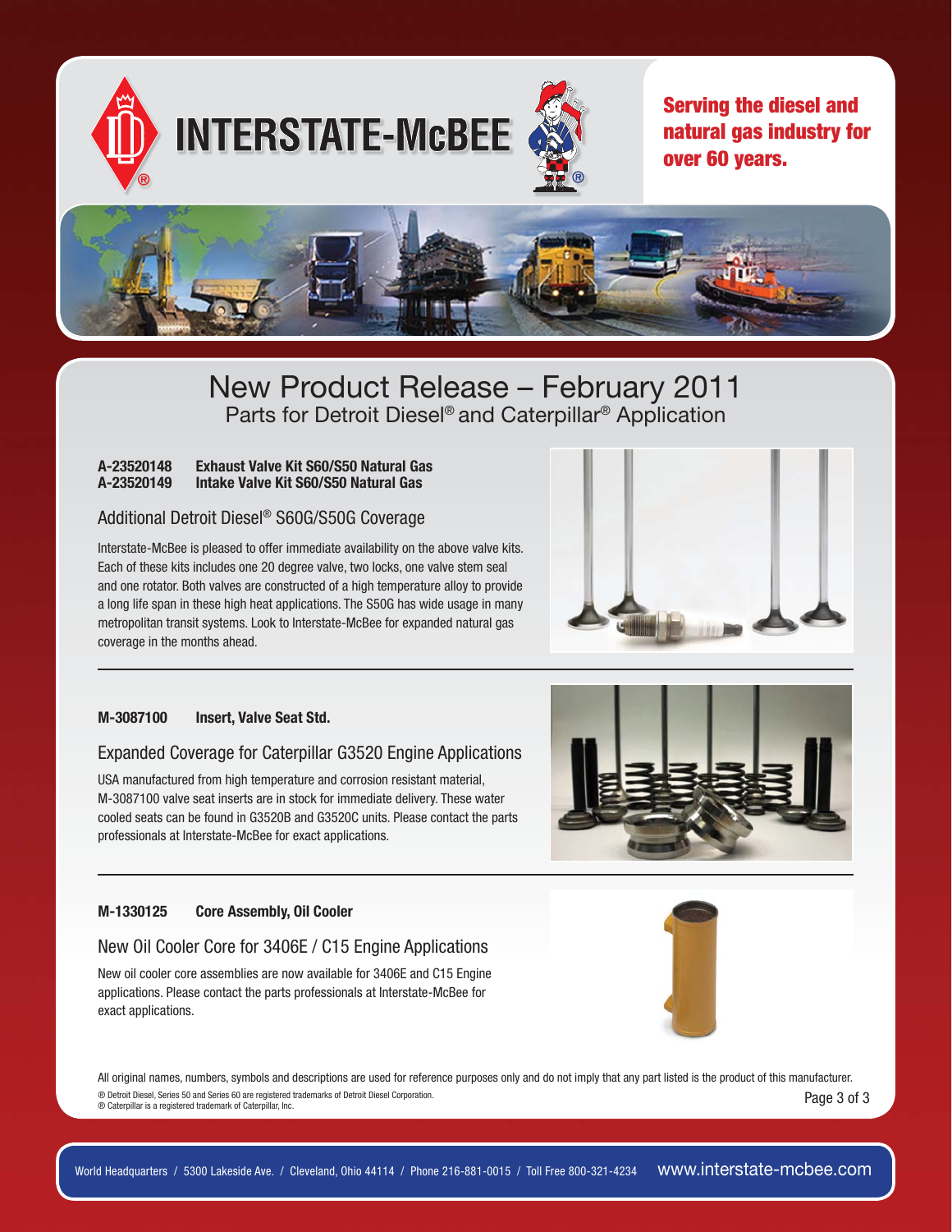INTERSTATE-McBEE

**Serving the diesel and natural gas industry for over 60 years.**

# New Product Release – February 2011

## Parts for Detroit Diesel® and Caterpillar® Application

**A-23520148 Exhaust Valve Kit S60/S50 Natural Gas**
**A-23520149 Intake Valve Kit S60/S50 Natural Gas**

### Additional Detroit Diesel® S60G/S50G Coverage

Interstate-McBee is pleased to offer immediate availability on the above valve kits. Each of these kits includes one 20 degree valve, two locks, one valve stem seal and one rotator. Both valves are constructed of a high temperature alloy to provide a long life span in these high heat applications. The S50G has wide usage in many metropolitan transit systems. Look to Interstate-McBee for expanded natural gas coverage in the months ahead.

---

**M-3087100 Insert, Valve Seat Std.**

### Expanded Coverage for Caterpillar G3520 Engine Applications

USA manufactured from high temperature and corrosion resistant material, M-3087100 valve seat inserts are in stock for immediate delivery. These water cooled seats can be found in G3520B and G3520C units. Please contact the parts professionals at Interstate-McBee for exact applications.

---

**M-1330125 Core Assembly, Oil Cooler**

### New Oil Cooler Core for 3406E / C15 Engine Applications

New oil cooler core assemblies are now available for 3406E and C15 Engine applications. Please contact the parts professionals at Interstate-McBee for exact applications.

All original names, numbers, symbols and descriptions are used for reference purposes only and do not imply that any part listed is the product of this manufacturer.

® Detroit Diesel, Series 50 and Series 60 are registered trademarks of Detroit Diesel Corporation.
® Caterpillar is a registered trademark of Caterpillar, Inc.

World Headquarters / 5300 Lakeside Ave. / Cleveland, Ohio 44114 / Phone 216-881-0015 / Toll Free 800-321-4234 www.interstate-mcbee.com